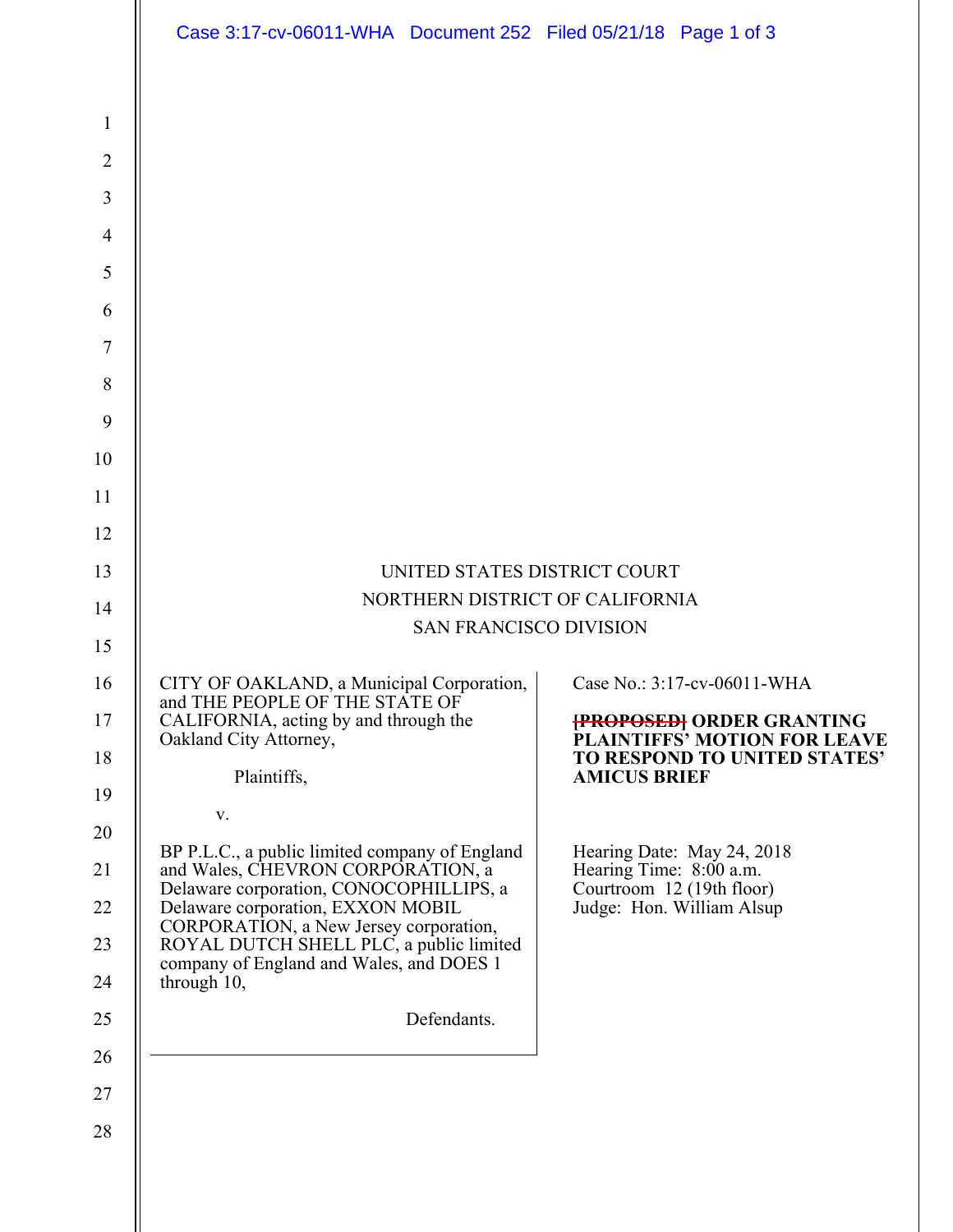UNITED STATES DISTRICT COURT
NORTHERN DISTRICT OF CALIFORNIA
SAN FRANCISCO DIVISION

CITY OF OAKLAND, a Municipal Corporation, and THE PEOPLE OF THE STATE OF CALIFORNIA, acting by and through the Oakland City Attorney,

Plaintiffs,

v.

BP P.L.C., a public limited company of England and Wales, CHEVRON CORPORATION, a Delaware corporation, CONOCOPHILLIPS, a Delaware corporation, EXXON MOBIL CORPORATION, a New Jersey corporation, ROYAL DUTCH SHELL PLC, a public limited company of England and Wales, and DOES 1 through 10,

Defendants.

Case No.: 3:17-cv-06011-WHA

**~~[PROPOSED]~~ ORDER GRANTING PLAINTIFFS' MOTION FOR LEAVE TO RESPOND TO UNITED STATES' AMICUS BRIEF**

Hearing Date: May 24, 2018
Hearing Time: 8:00 a.m.
Courtroom 12 (19th floor)
Judge: Hon. William Alsup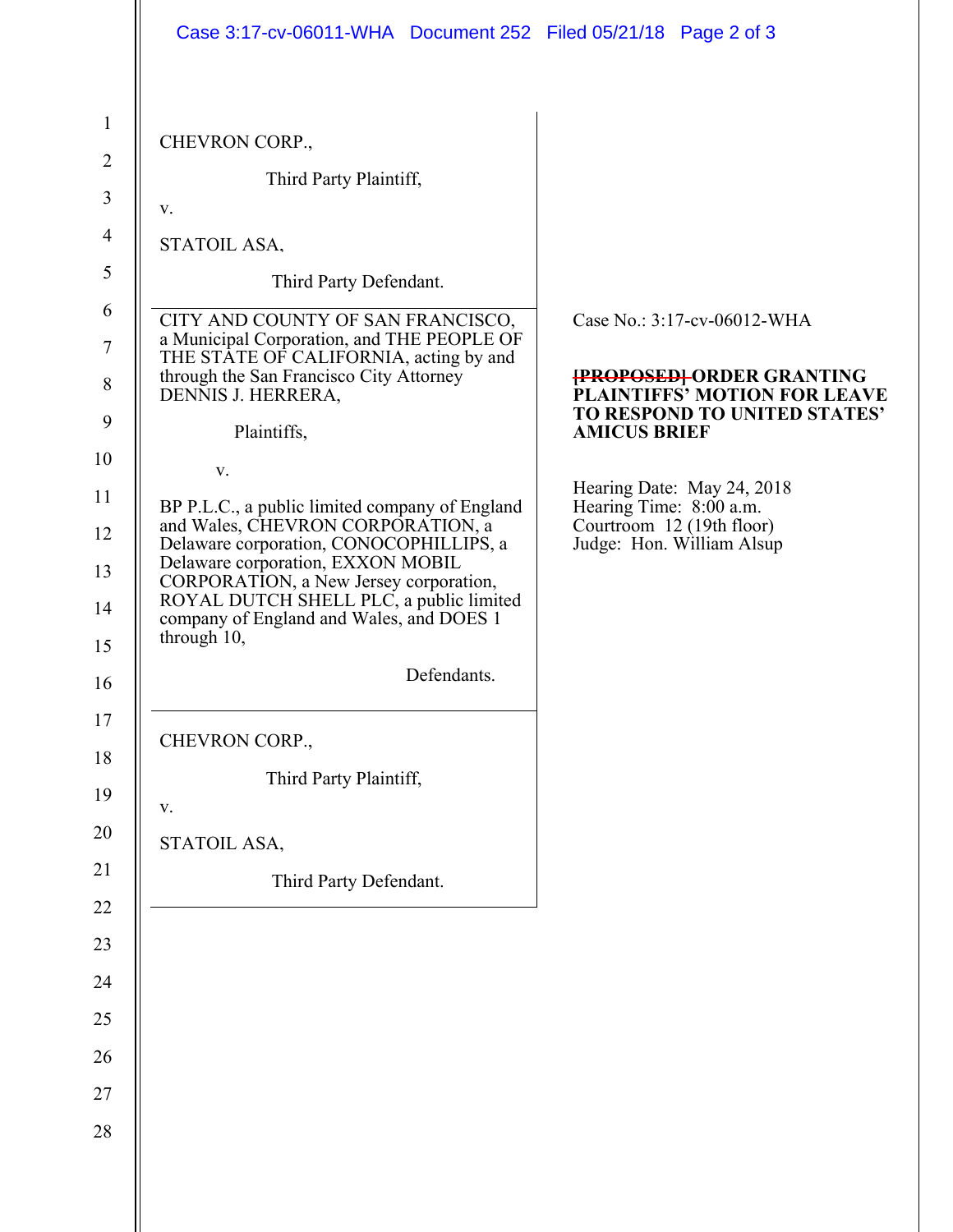CHEVRON CORP.,

Third Party Plaintiff,

v.

STATOIL ASA,

Third Party Defendant.

---

CITY AND COUNTY OF SAN FRANCISCO, a Municipal Corporation, and THE PEOPLE OF THE STATE OF CALIFORNIA, acting by and through the San Francisco City Attorney DENNIS J. HERRERA,

Plaintiffs,

v.

BP P.L.C., a public limited company of England and Wales, CHEVRON CORPORATION, a Delaware corporation, CONOCOPHILLIPS, a Delaware corporation, EXXON MOBIL CORPORATION, a New Jersey corporation, ROYAL DUTCH SHELL PLC, a public limited company of England and Wales, and DOES 1 through 10,

Defendants.

Case No.: 3:17-cv-06012-WHA

**~~[PROPOSED]~~ ORDER GRANTING PLAINTIFFS' MOTION FOR LEAVE TO RESPOND TO UNITED STATES' AMICUS BRIEF**

Hearing Date: May 24, 2018
Hearing Time: 8:00 a.m.
Courtroom 12 (19th floor)
Judge: Hon. William Alsup

---

CHEVRON CORP.,

Third Party Plaintiff,

v.

STATOIL ASA,

Third Party Defendant.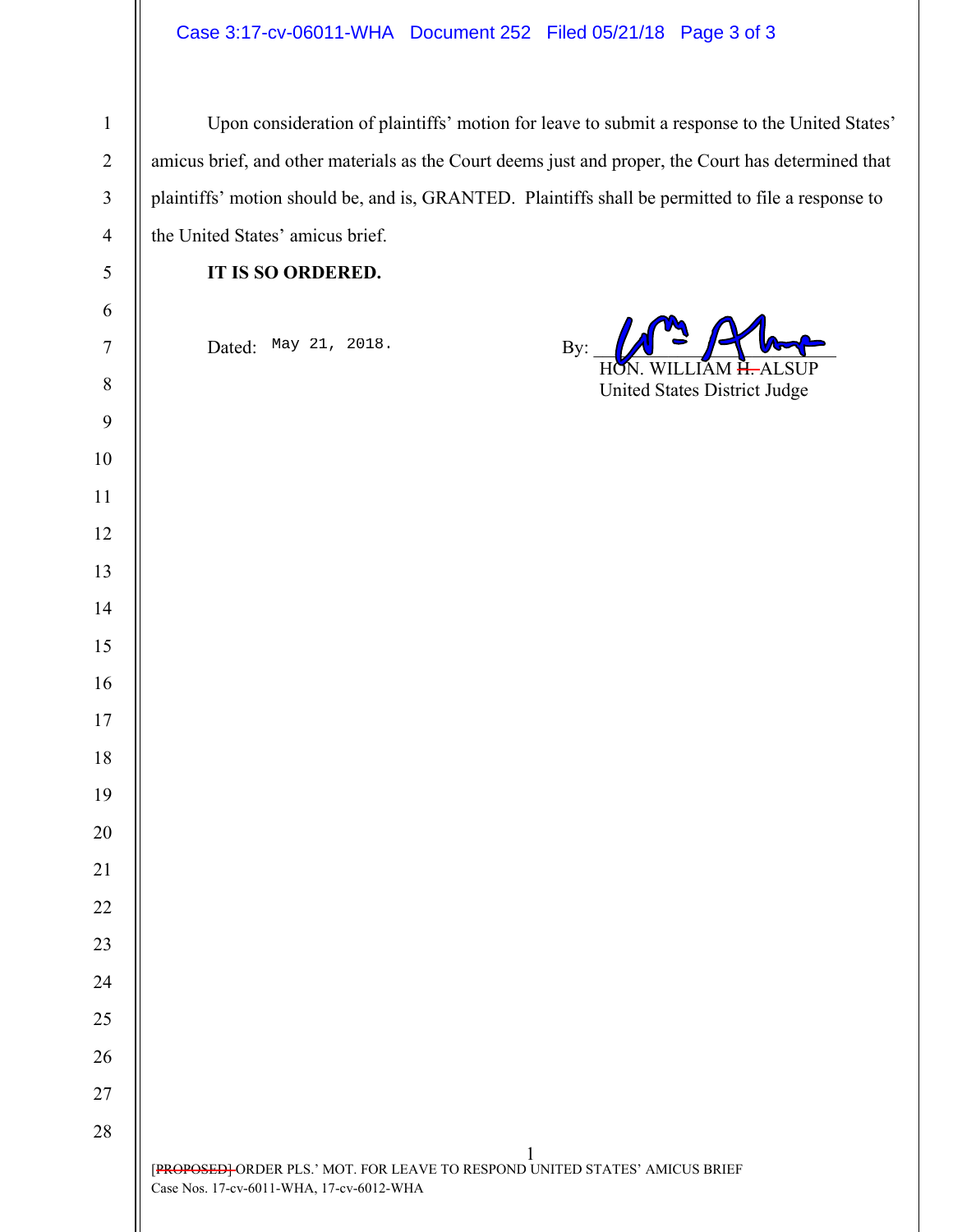Upon consideration of plaintiffs' motion for leave to submit a response to the United States' amicus brief, and other materials as the Court deems just and proper, the Court has determined that plaintiffs' motion should be, and is, GRANTED. Plaintiffs shall be permitted to file a response to the United States' amicus brief.

**IT IS SO ORDERED.**

Dated: May 21, 2018.

By: ______________________
HON. WILLIAM ~~H.~~ ALSUP
United States District Judge

~~[PROPOSED]~~ ORDER PLS.' MOT. FOR LEAVE TO RESPOND UNITED STATES' AMICUS BRIEF
Case Nos. 17-cv-6011-WHA, 17-cv-6012-WHA